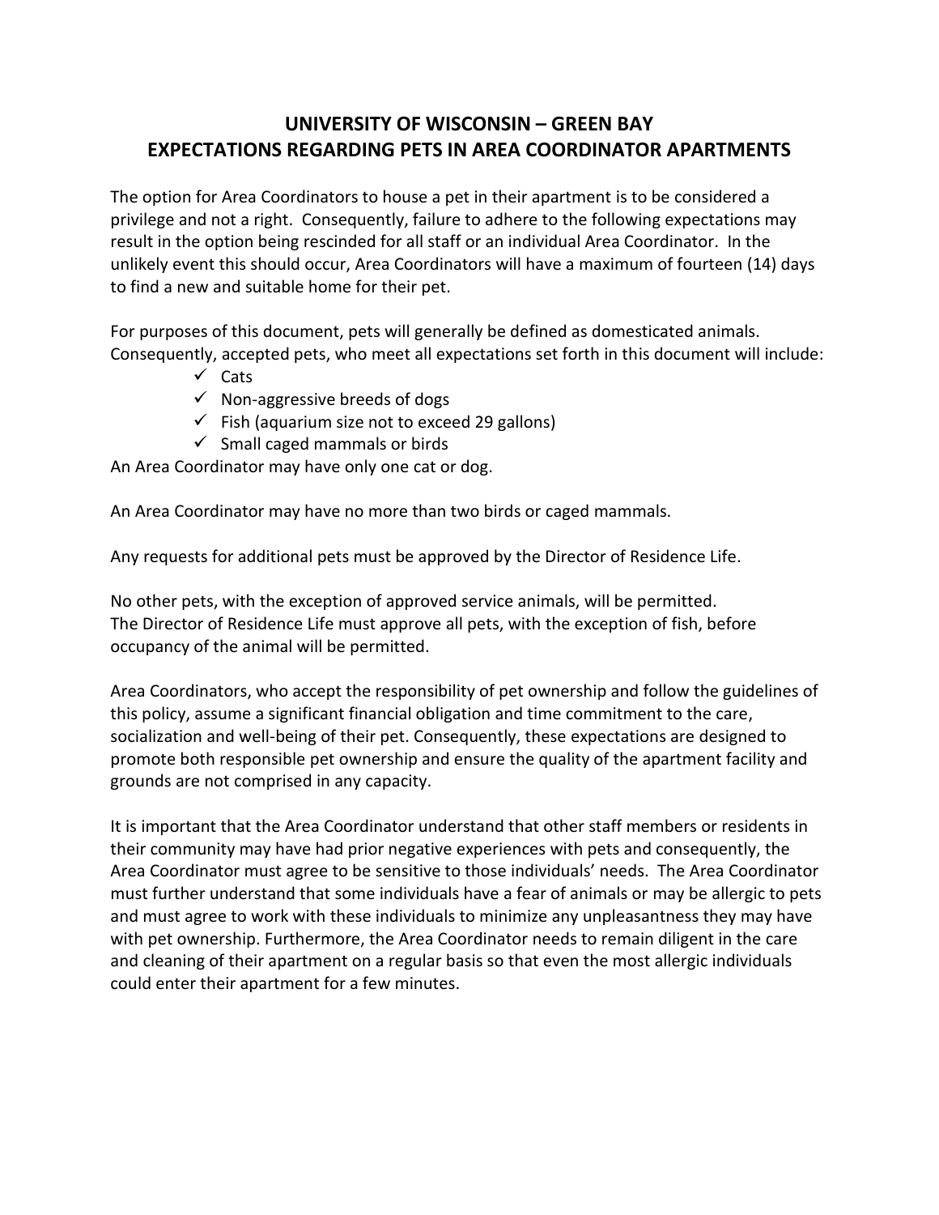# UNIVERSITY OF WISCONSIN – GREEN BAY
# EXPECTATIONS REGARDING PETS IN AREA COORDINATOR APARTMENTS

The option for Area Coordinators to house a pet in their apartment is to be considered a privilege and not a right. Consequently, failure to adhere to the following expectations may result in the option being rescinded for all staff or an individual Area Coordinator. In the unlikely event this should occur, Area Coordinators will have a maximum of fourteen (14) days to find a new and suitable home for their pet.

For purposes of this document, pets will generally be defined as domesticated animals. Consequently, accepted pets, who meet all expectations set forth in this document will include:

- ✓ Cats
- ✓ Non-aggressive breeds of dogs
- ✓ Fish (aquarium size not to exceed 29 gallons)
- ✓ Small caged mammals or birds

An Area Coordinator may have only one cat or dog.

An Area Coordinator may have no more than two birds or caged mammals.

Any requests for additional pets must be approved by the Director of Residence Life.

No other pets, with the exception of approved service animals, will be permitted.
The Director of Residence Life must approve all pets, with the exception of fish, before occupancy of the animal will be permitted.

Area Coordinators, who accept the responsibility of pet ownership and follow the guidelines of this policy, assume a significant financial obligation and time commitment to the care, socialization and well-being of their pet. Consequently, these expectations are designed to promote both responsible pet ownership and ensure the quality of the apartment facility and grounds are not comprised in any capacity.

It is important that the Area Coordinator understand that other staff members or residents in their community may have had prior negative experiences with pets and consequently, the Area Coordinator must agree to be sensitive to those individuals' needs. The Area Coordinator must further understand that some individuals have a fear of animals or may be allergic to pets and must agree to work with these individuals to minimize any unpleasantness they may have with pet ownership. Furthermore, the Area Coordinator needs to remain diligent in the care and cleaning of their apartment on a regular basis so that even the most allergic individuals could enter their apartment for a few minutes.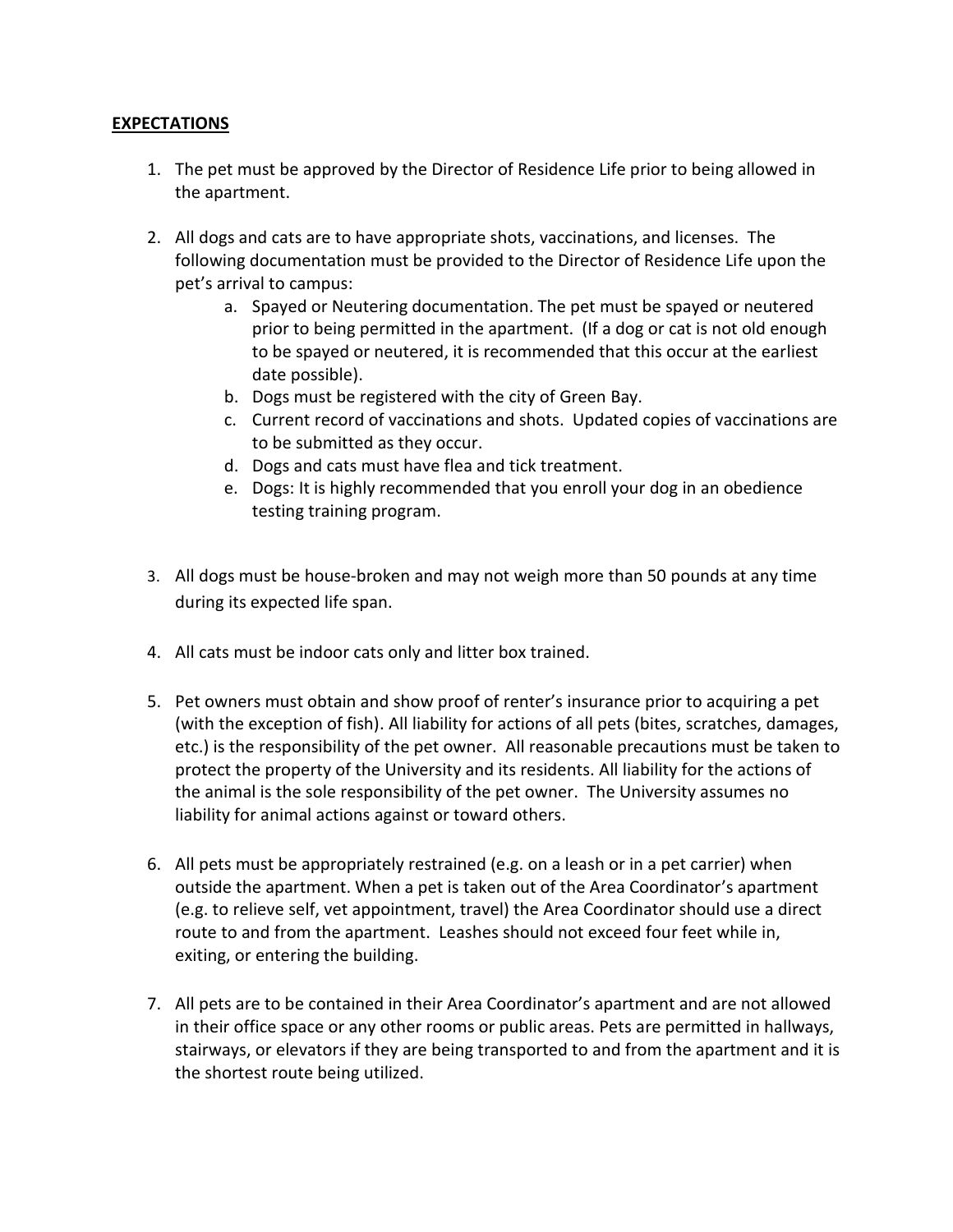**EXPECTATIONS**

1. The pet must be approved by the Director of Residence Life prior to being allowed in the apartment.

2. All dogs and cats are to have appropriate shots, vaccinations, and licenses. The following documentation must be provided to the Director of Residence Life upon the pet's arrival to campus:
    a. Spayed or Neutering documentation. The pet must be spayed or neutered prior to being permitted in the apartment. (If a dog or cat is not old enough to be spayed or neutered, it is recommended that this occur at the earliest date possible).
    b. Dogs must be registered with the city of Green Bay.
    c. Current record of vaccinations and shots. Updated copies of vaccinations are to be submitted as they occur.
    d. Dogs and cats must have flea and tick treatment.
    e. Dogs: It is highly recommended that you enroll your dog in an obedience testing training program.

3. All dogs must be house-broken and may not weigh more than 50 pounds at any time during its expected life span.

4. All cats must be indoor cats only and litter box trained.

5. Pet owners must obtain and show proof of renter's insurance prior to acquiring a pet (with the exception of fish). All liability for actions of all pets (bites, scratches, damages, etc.) is the responsibility of the pet owner. All reasonable precautions must be taken to protect the property of the University and its residents. All liability for the actions of the animal is the sole responsibility of the pet owner. The University assumes no liability for animal actions against or toward others.

6. All pets must be appropriately restrained (e.g. on a leash or in a pet carrier) when outside the apartment. When a pet is taken out of the Area Coordinator's apartment (e.g. to relieve self, vet appointment, travel) the Area Coordinator should use a direct route to and from the apartment. Leashes should not exceed four feet while in, exiting, or entering the building.

7. All pets are to be contained in their Area Coordinator's apartment and are not allowed in their office space or any other rooms or public areas. Pets are permitted in hallways, stairways, or elevators if they are being transported to and from the apartment and it is the shortest route being utilized.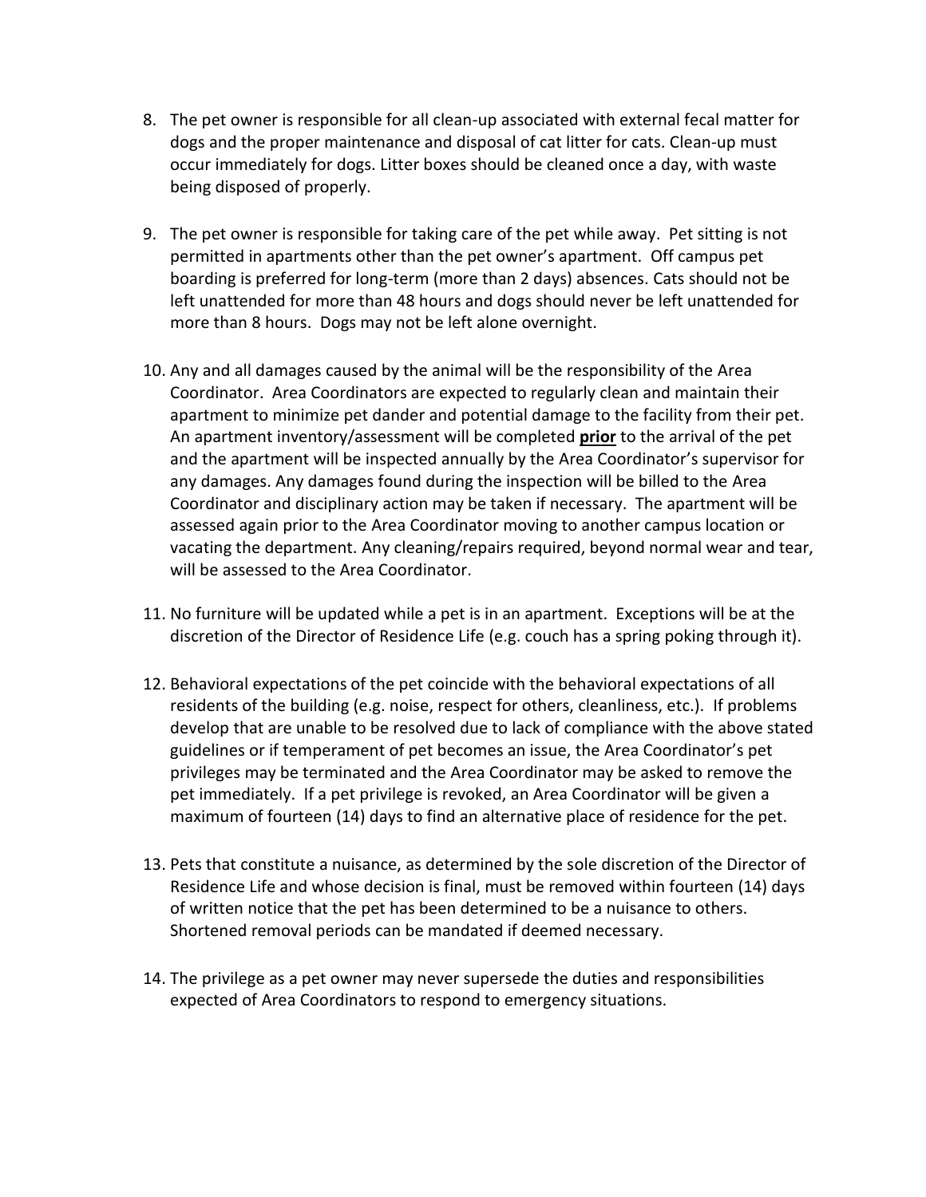8. The pet owner is responsible for all clean-up associated with external fecal matter for dogs and the proper maintenance and disposal of cat litter for cats. Clean-up must occur immediately for dogs. Litter boxes should be cleaned once a day, with waste being disposed of properly.

9. The pet owner is responsible for taking care of the pet while away. Pet sitting is not permitted in apartments other than the pet owner's apartment. Off campus pet boarding is preferred for long-term (more than 2 days) absences. Cats should not be left unattended for more than 48 hours and dogs should never be left unattended for more than 8 hours. Dogs may not be left alone overnight.

10. Any and all damages caused by the animal will be the responsibility of the Area Coordinator. Area Coordinators are expected to regularly clean and maintain their apartment to minimize pet dander and potential damage to the facility from their pet. An apartment inventory/assessment will be completed **prior** to the arrival of the pet and the apartment will be inspected annually by the Area Coordinator's supervisor for any damages. Any damages found during the inspection will be billed to the Area Coordinator and disciplinary action may be taken if necessary. The apartment will be assessed again prior to the Area Coordinator moving to another campus location or vacating the department. Any cleaning/repairs required, beyond normal wear and tear, will be assessed to the Area Coordinator.

11. No furniture will be updated while a pet is in an apartment. Exceptions will be at the discretion of the Director of Residence Life (e.g. couch has a spring poking through it).

12. Behavioral expectations of the pet coincide with the behavioral expectations of all residents of the building (e.g. noise, respect for others, cleanliness, etc.). If problems develop that are unable to be resolved due to lack of compliance with the above stated guidelines or if temperament of pet becomes an issue, the Area Coordinator's pet privileges may be terminated and the Area Coordinator may be asked to remove the pet immediately. If a pet privilege is revoked, an Area Coordinator will be given a maximum of fourteen (14) days to find an alternative place of residence for the pet.

13. Pets that constitute a nuisance, as determined by the sole discretion of the Director of Residence Life and whose decision is final, must be removed within fourteen (14) days of written notice that the pet has been determined to be a nuisance to others. Shortened removal periods can be mandated if deemed necessary.

14. The privilege as a pet owner may never supersede the duties and responsibilities expected of Area Coordinators to respond to emergency situations.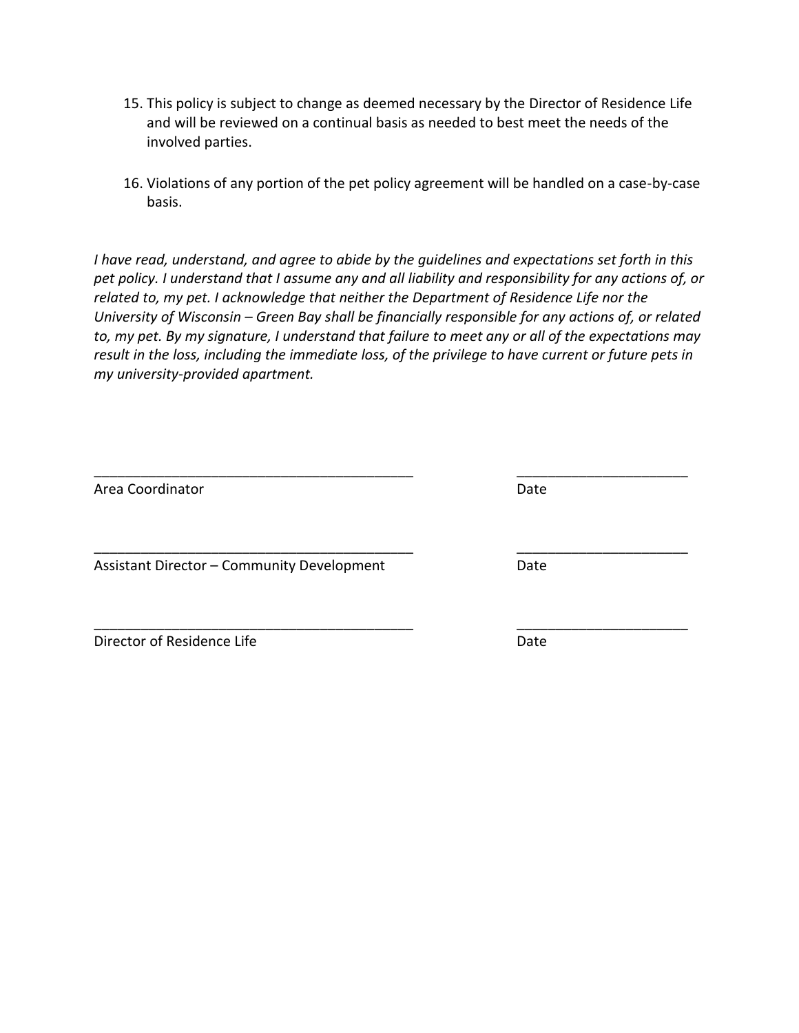15. This policy is subject to change as deemed necessary by the Director of Residence Life and will be reviewed on a continual basis as needed to best meet the needs of the involved parties.

16. Violations of any portion of the pet policy agreement will be handled on a case-by-case basis.

*I have read, understand, and agree to abide by the guidelines and expectations set forth in this pet policy. I understand that I assume any and all liability and responsibility for any actions of, or related to, my pet. I acknowledge that neither the Department of Residence Life nor the University of Wisconsin – Green Bay shall be financially responsible for any actions of, or related to, my pet. By my signature, I understand that failure to meet any or all of the expectations may result in the loss, including the immediate loss, of the privilege to have current or future pets in my university-provided apartment.*

__________________________________________ ______________________

Area Coordinator Date

__________________________________________ ______________________

Assistant Director – Community Development Date

__________________________________________ ______________________

Director of Residence Life Date